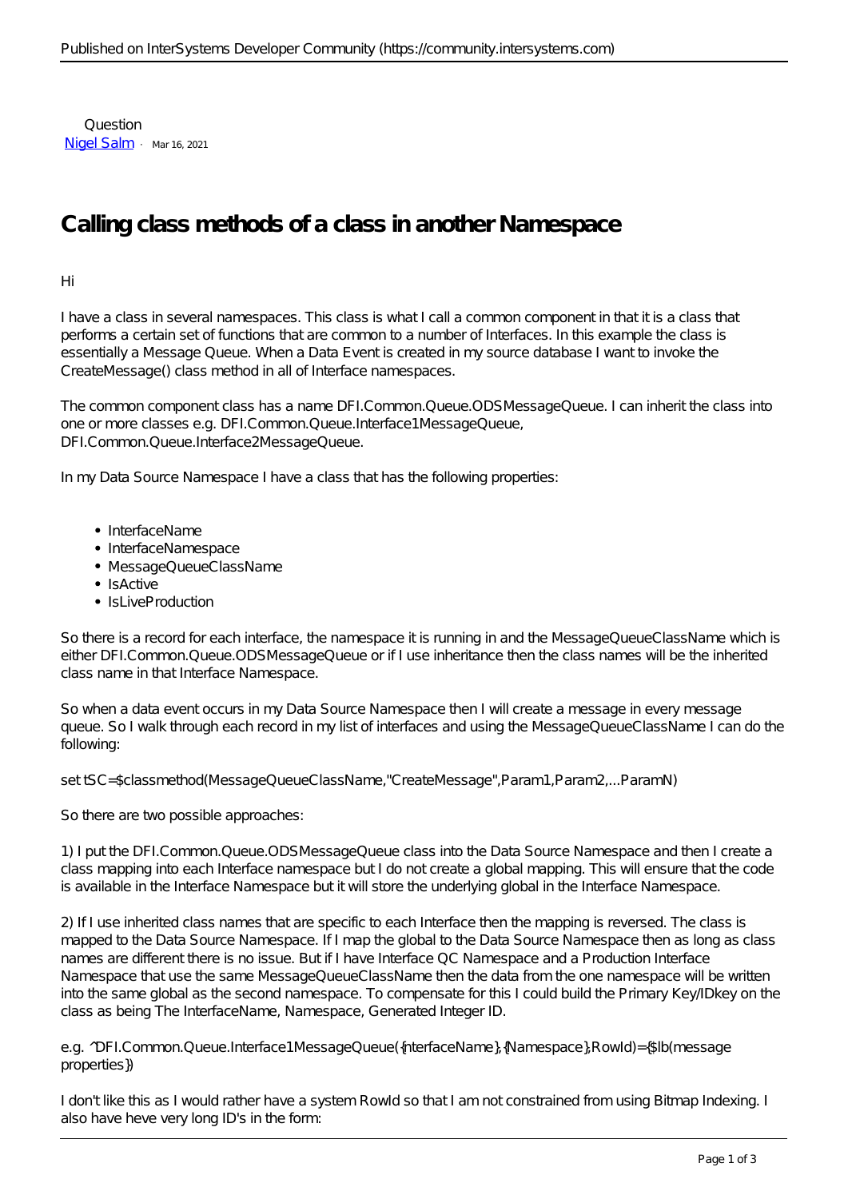Question
Nigel Salm · Mar 16, 2021

# Calling class methods of a class in another Namespace

Hi

I have a class in several namespaces. This class is what I call a common component in that it is a class that performs a certain set of functions that are common to a number of Interfaces. In this example the class is essentially a Message Queue. When a Data Event is created in my source database I want to invoke the CreateMessage() class method in all of Interface namespaces.

The common component class has a name DFI.Common.Queue.ODSMessageQueue. I can inherit the class into one or more classes e.g. DFI.Common.Queue.Interface1MessageQueue, DFI.Common.Queue.Interface2MessageQueue.

In my Data Source Namespace I have a class that has the following properties:

- InterfaceName
- InterfaceNamespace
- MessageQueueClassName
- IsActive
- IsLiveProduction

So there is a record for each interface, the namespace it is running in and the MessageQueueClassName which is either DFI.Common.Queue.ODSMessageQueue or if I use inheritance then the class names will be the inherited class name in that Interface Namespace.

So when a data event occurs in my Data Source Namespace then I will create a message in every message queue. So I walk through each record in my list of interfaces and using the MessageQueueClassName I can do the following:

set tSC=$classmethod(MessageQueueClassName,"CreateMessage",Param1,Param2,...ParamN)

So there are two possible approaches:

1) I put the DFI.Common.Queue.ODSMessageQueue class into the Data Source Namespace and then I create a class mapping into each Interface namespace but I do not create a global mapping. This will ensure that the code is available in the Interface Namespace but it will store the underlying global in the Interface Namespace.

2) If I use inherited class names that are specific to each Interface then the mapping is reversed. The class is mapped to the Data Source Namespace. If I map the global to the Data Source Namespace then as long as class names are different there is no issue. But if I have Interface QC Namespace and a Production Interface Namespace that use the same MessageQueueClassName then the data from the one namespace will be written into the same global as the second namespace. To compensate for this I could build the Primary Key/IDkey on the class as being The InterfaceName, Namespace, Generated Integer ID.

e.g. ^DFI.Common.Queue.Interface1MessageQueue({InterfaceName},{Namespace},RowId)={$lb(message properties})

I don't like this as I would rather have a system RowId so that I am not constrained from using Bitmap Indexing. I also have heve very long ID's in the form: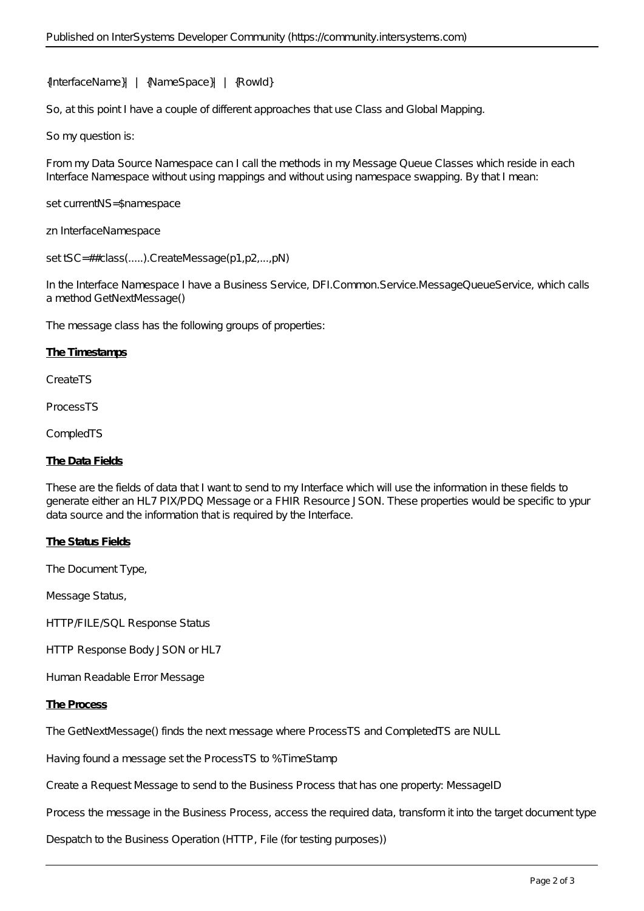{InterfaceName}| | {NameSpace}| | {RowId}

So, at this point I have a couple of different approaches that use Class and Global Mapping.

So my question is:

From my Data Source Namespace can I call the methods in my Message Queue Classes which reside in each Interface Namespace without using mappings and without using namespace swapping. By that I mean:

set currentNS=$namespace

zn InterfaceNamespace

set tSC=##class(.....).CreateMessage(p1,p2,...,pN)

In the Interface Namespace I have a Business Service, DFI.Common.Service.MessageQueueService, which calls a method GetNextMessage()

The message class has the following groups of properties:

**The Timestamps**

CreateTS

ProcessTS

CompledTS

**The Data Fields**

These are the fields of data that I want to send to my Interface which will use the information in these fields to generate either an HL7 PIX/PDQ Message or a FHIR Resource JSON. These properties would be specific to ypur data source and the information that is required by the Interface.

**The Status Fields**

The Document Type,

Message Status,

HTTP/FILE/SQL Response Status

HTTP Response Body JSON or HL7

Human Readable Error Message

**The Process**

The GetNextMessage() finds the next message where ProcessTS and CompletedTS are NULL

Having found a message set the ProcessTS to %TimeStamp

Create a Request Message to send to the Business Process that has one property: MessageID

Process the message in the Business Process, access the required data, transform it into the target document type

Despatch to the Business Operation (HTTP, File (for testing purposes))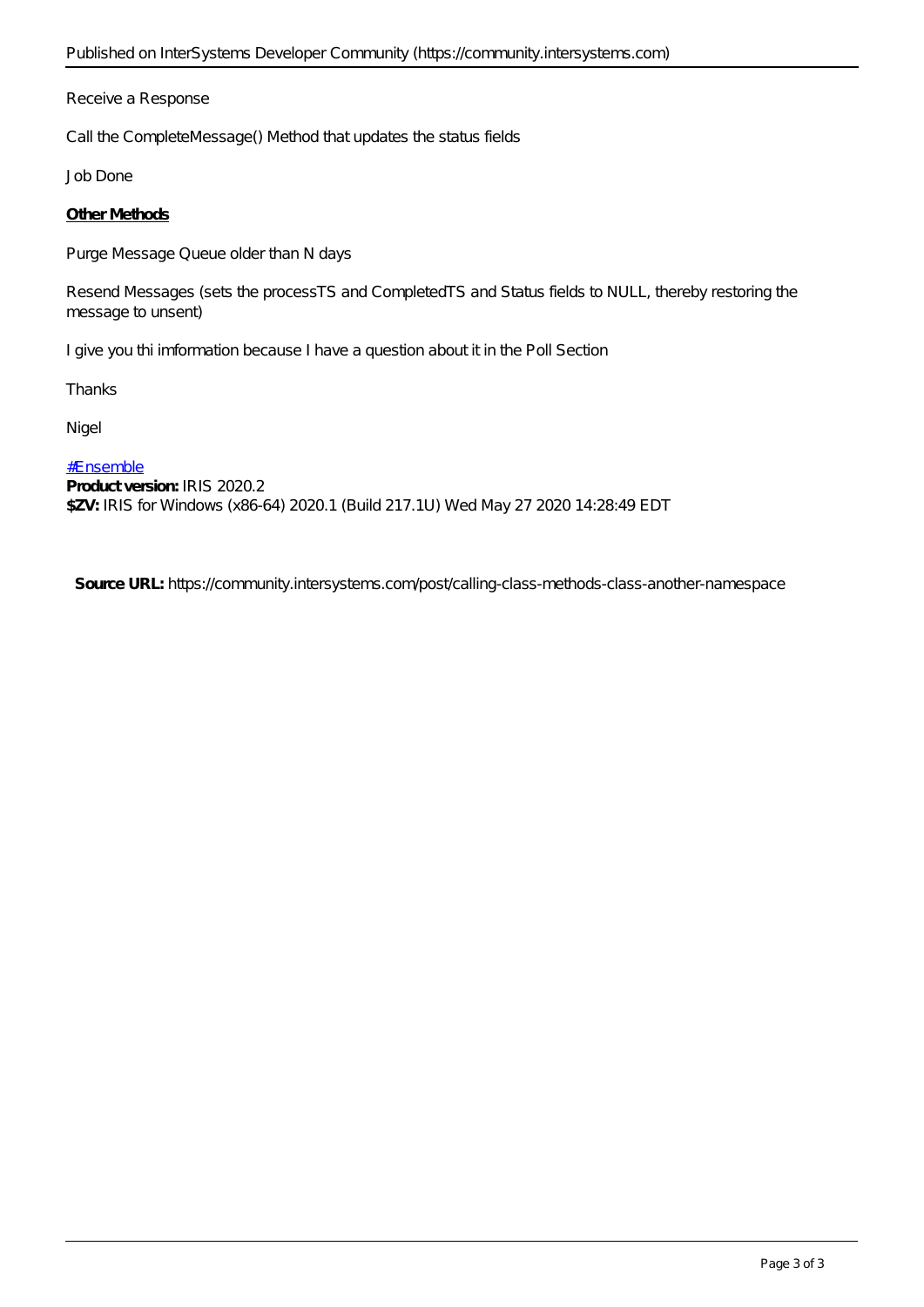Receive a Response

Call the CompleteMessage() Method that updates the status fields

Job Done

**Other Methods**

Purge Message Queue older than N days

Resend Messages (sets the processTS and CompletedTS and Status fields to NULL, thereby restoring the message to unsent)

I give you thi imformation because I have a question about it in the Poll Section

Thanks

Nigel

#Ensemble
**Product version:** IRIS 2020.2
**$ZV:** IRIS for Windows (x86-64) 2020.1 (Build 217.1U) Wed May 27 2020 14:28:49 EDT

**Source URL:** https://community.intersystems.com/post/calling-class-methods-class-another-namespace